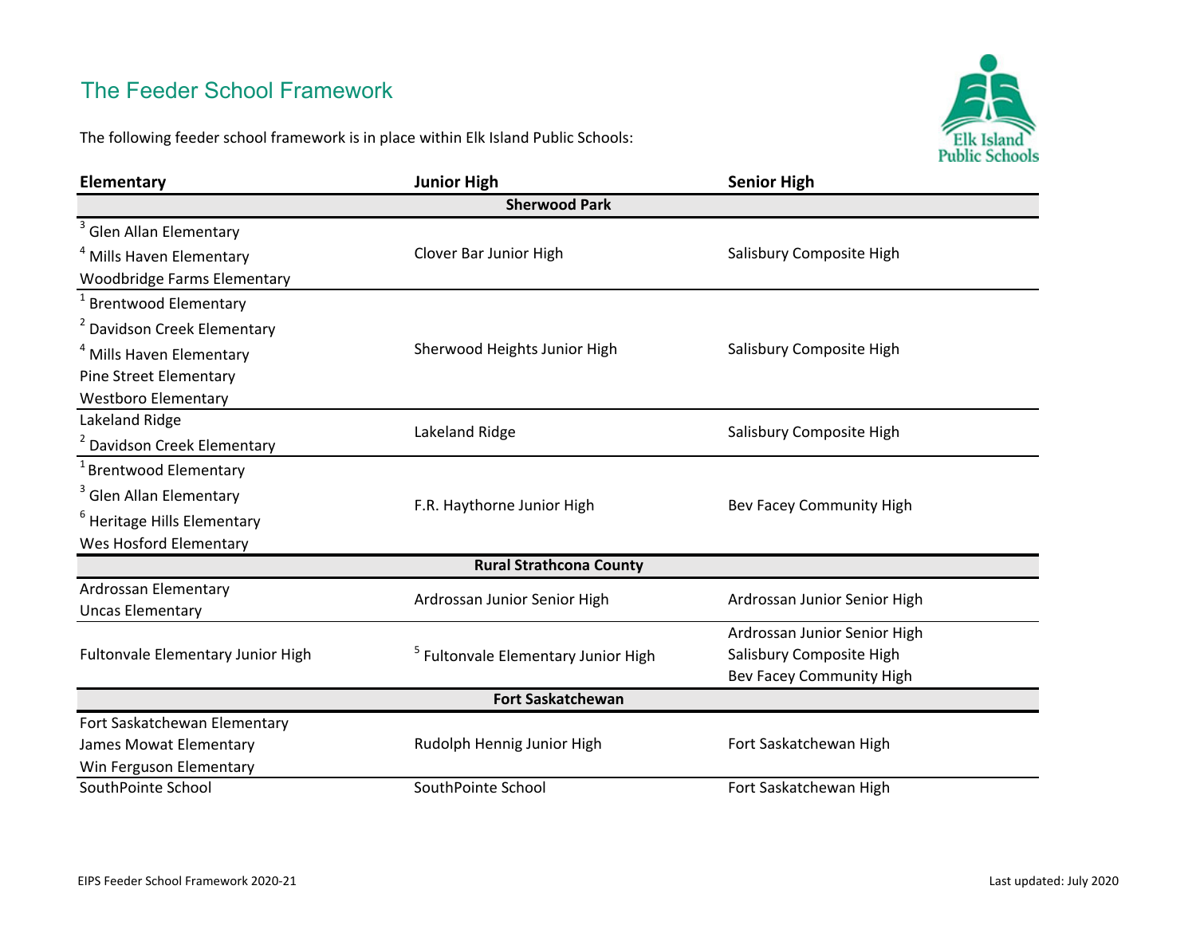## The Feeder School Framework

The following feeder school framework is in place within Elk Island Public Schools:

| Elementary | Junior High | Senior High |
|---|---|---|
| **Sherwood Park** | | |
| [3] Glen Allan Elementary<br>[4] Mills Haven Elementary<br>Woodbridge Farms Elementary | Clover Bar Junior High | Salisbury Composite High |
| [1] Brentwood Elementary<br>[2] Davidson Creek Elementary<br>[4] Mills Haven Elementary<br>Pine Street Elementary<br>Westboro Elementary | Sherwood Heights Junior High | Salisbury Composite High |
| Lakeland Ridge<br>[2] Davidson Creek Elementary | Lakeland Ridge | Salisbury Composite High |
| [1] Brentwood Elementary<br>[3] Glen Allan Elementary<br>[6] Heritage Hills Elementary<br>Wes Hosford Elementary | F.R. Haythorne Junior High | Bev Facey Community High |
| **Rural Strathcona County** | | |
| Ardrossan Elementary<br>Uncas Elementary | Ardrossan Junior Senior High | Ardrossan Junior Senior High |
| Fultonvale Elementary Junior High | [5] Fultonvale Elementary Junior High | Ardrossan Junior Senior High<br>Salisbury Composite High<br>Bev Facey Community High |
| **Fort Saskatchewan** | | |
| Fort Saskatchewan Elementary<br>James Mowat Elementary<br>Win Ferguson Elementary | Rudolph Hennig Junior High | Fort Saskatchewan High |
| SouthPointe School | SouthPointe School | Fort Saskatchewan High |

EIPS Feeder School Framework 2020-21

Last updated: July 2020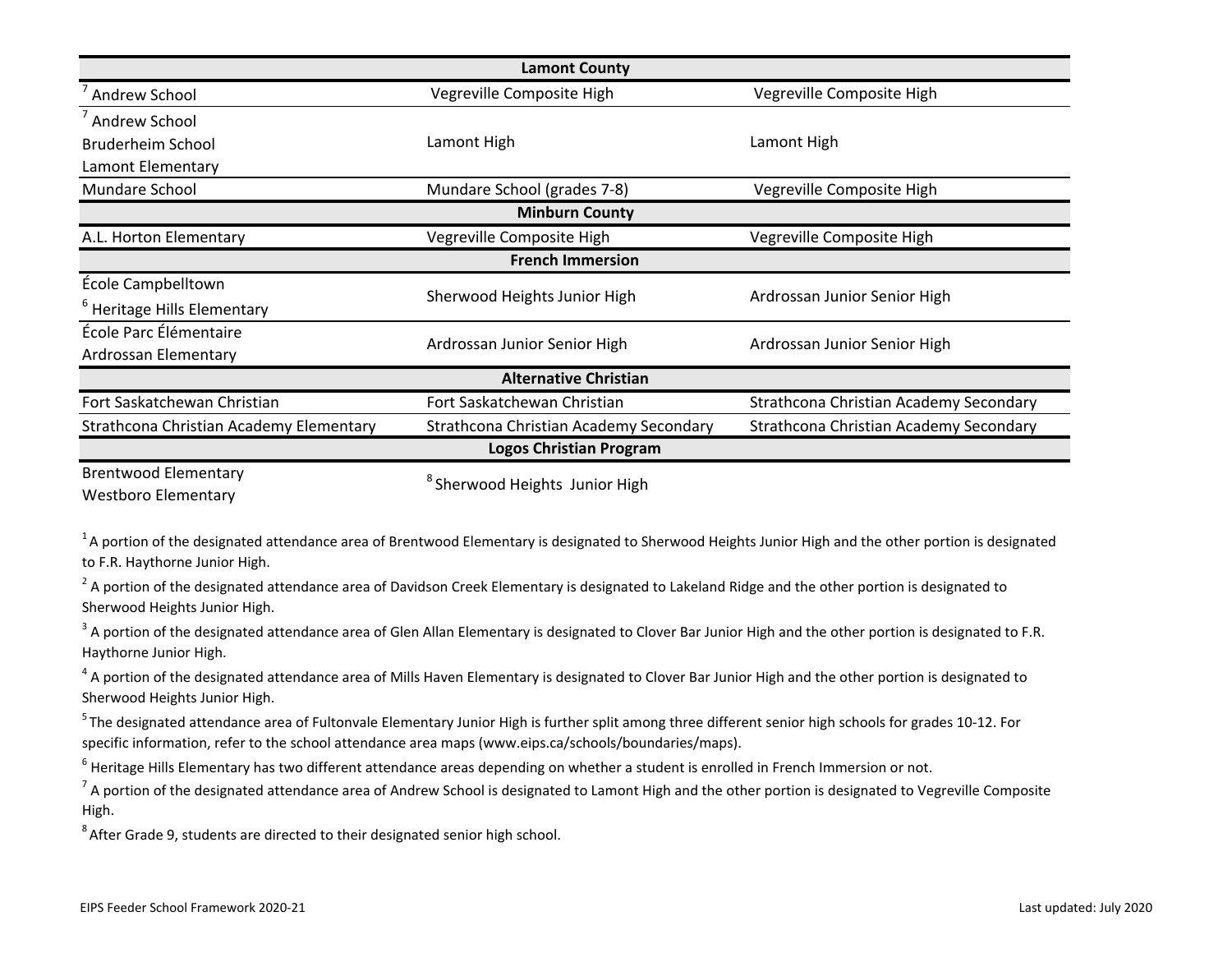| | | |
|---|---|---|
| **Lamont County** | | |
| [7] Andrew School | Vegreville Composite High | Vegreville Composite High |
| [7] Andrew School<br>Bruderheim School<br>Lamont Elementary | Lamont High | Lamont High |
| Mundare School | Mundare School (grades 7-8) | Vegreville Composite High |
| **Minburn County** | | |
| A.L. Horton Elementary | Vegreville Composite High | Vegreville Composite High |
| **French Immersion** | | |
| École Campbelltown<br>[6] Heritage Hills Elementary | Sherwood Heights Junior High | Ardrossan Junior Senior High |
| École Parc Élémentaire<br>Ardrossan Elementary | Ardrossan Junior Senior High | Ardrossan Junior Senior High |
| **Alternative Christian** | | |
| Fort Saskatchewan Christian | Fort Saskatchewan Christian | Strathcona Christian Academy Secondary |
| Strathcona Christian Academy Elementary | Strathcona Christian Academy Secondary | Strathcona Christian Academy Secondary |
| **Logos Christian Program** | | |
| Brentwood Elementary<br>Westboro Elementary | [8] Sherwood Heights Junior High | |

[1] A portion of the designated attendance area of Brentwood Elementary is designated to Sherwood Heights Junior High and the other portion is designated to F.R. Haythorne Junior High.

[2] A portion of the designated attendance area of Davidson Creek Elementary is designated to Lakeland Ridge and the other portion is designated to Sherwood Heights Junior High.

[3] A portion of the designated attendance area of Glen Allan Elementary is designated to Clover Bar Junior High and the other portion is designated to F.R. Haythorne Junior High.

[4] A portion of the designated attendance area of Mills Haven Elementary is designated to Clover Bar Junior High and the other portion is designated to Sherwood Heights Junior High.

[5] The designated attendance area of Fultonvale Elementary Junior High is further split among three different senior high schools for grades 10-12. For specific information, refer to the school attendance area maps (www.eips.ca/schools/boundaries/maps).

[6] Heritage Hills Elementary has two different attendance areas depending on whether a student is enrolled in French Immersion or not.

[7] A portion of the designated attendance area of Andrew School is designated to Lamont High and the other portion is designated to Vegreville Composite High.

[8] After Grade 9, students are directed to their designated senior high school.